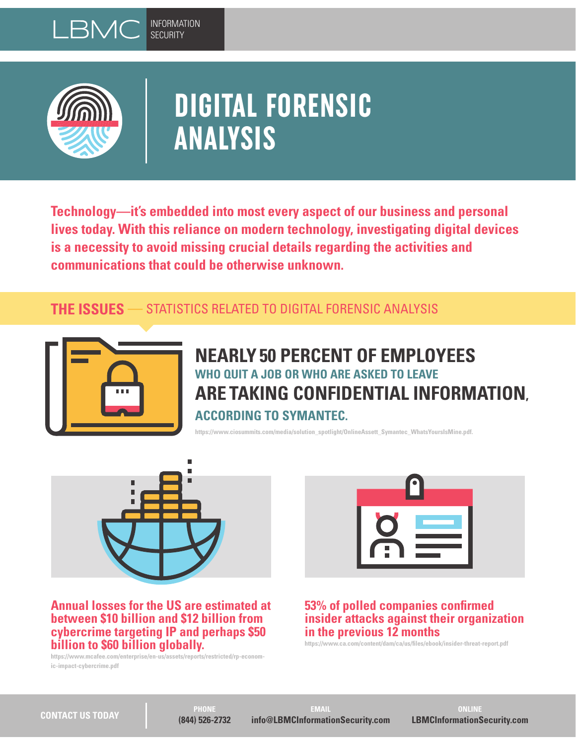LBMC INFORMATION SECURITY

# DIGITAL FORENSIC ANALYSIS

**Technology—it's embedded into most every aspect of our business and personal lives today. With this reliance on modern technology, investigating digital devices is a necessity to avoid missing crucial details regarding the activities and communications that could be otherwise unknown.**

## THE ISSUES — STATISTICS RELATED TO DIGITAL FORENSIC ANALYSIS

### NEARLY 50 PERCENT OF EMPLOYEES WHO QUIT A JOB OR WHO ARE ASKED TO LEAVE ARE TAKING CONFIDENTIAL INFORMATION, ACCORDING TO SYMANTEC.

https://www.ciosummits.com/media/solution_spotlight/OnlineAssett_Symantec_WhatsYoursIsMine.pdf.

**Annual losses for the US are estimated at between $10 billion and $12 billion from cybercrime targeting IP and perhaps $50 billion to $60 billion globally.**

https://www.mcafee.com/enterprise/en-us/assets/reports/restricted/rp-economic-impact-cybercrime.pdf

**53% of polled companies confirmed insider attacks against their organization in the previous 12 months**

https://www.ca.com/content/dam/ca/us/files/ebook/insider-threat-report.pdf

CONTACT US TODAY

PHONE (844) 526-2732

EMAIL info@LBMCInformationSecurity.com

ONLINE LBMCInformationSecurity.com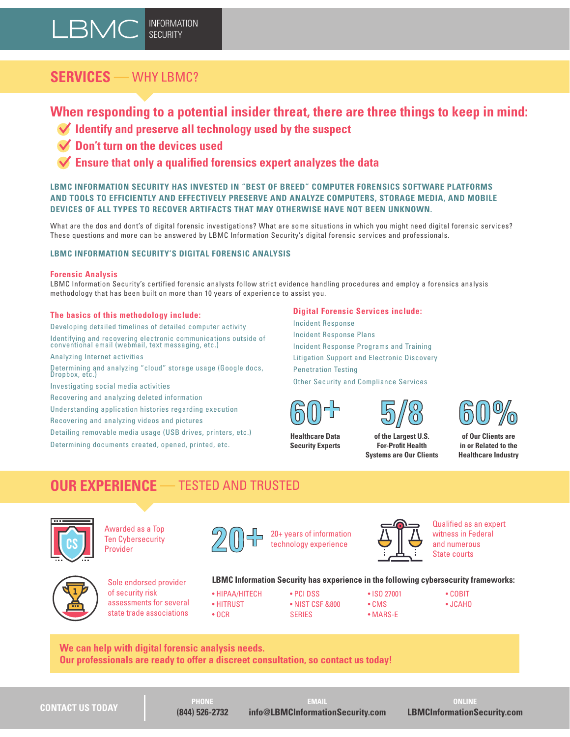LBMC INFORMATION SECURITY

## SERVICES — WHY LBMC?

### When responding to a potential insider threat, there are three things to keep in mind:

- **Identify and preserve all technology used by the suspect**
- **Don't turn on the devices used**
- **Ensure that only a qualified forensics expert analyzes the data**

**LBMC INFORMATION SECURITY HAS INVESTED IN "BEST OF BREED" COMPUTER FORENSICS SOFTWARE PLATFORMS AND TOOLS TO EFFICIENTLY AND EFFECTIVELY PRESERVE AND ANALYZE COMPUTERS, STORAGE MEDIA, AND MOBILE DEVICES OF ALL TYPES TO RECOVER ARTIFACTS THAT MAY OTHERWISE HAVE NOT BEEN UNKNOWN.**

What are the dos and dont's of digital forensic investigations? What are some situations in which you might need digital forensic services? These questions and more can be answered by LBMC Information Security's digital forensic services and professionals.

**LBMC INFORMATION SECURITY'S DIGITAL FORENSIC ANALYSIS**

**Forensic Analysis**

LBMC Information Security's certified forensic analysts follow strict evidence handling procedures and employ a forensics analysis methodology that has been built on more than 10 years of experience to assist you.

**The basics of this methodology include:**

- Developing detailed timelines of detailed computer activity
- Identifying and recovering electronic communications outside of conventional email (webmail, text messaging, etc.)
- Analyzing Internet activities
- Determining and analyzing "cloud" storage usage (Google docs, Dropbox, etc.)
- Investigating social media activities
- Recovering and analyzing deleted information
- Understanding application histories regarding execution
- Recovering and analyzing videos and pictures
- Detailing removable media usage (USB drives, printers, etc.)
- Determining documents created, opened, printed, etc.

**Digital Forensic Services include:**

- Incident Response
- Incident Response Plans
- Incident Response Programs and Training
- Litigation Support and Electronic Discovery
- Penetration Testing
- Other Security and Compliance Services

**60+** Healthcare Data Security Experts

**5/8** of the Largest U.S. For-Profit Health Systems are Our Clients

**60%** of Our Clients are in or Related to the Healthcare Industry

## OUR EXPERIENCE — TESTED AND TRUSTED

Awarded as a Top Ten Cybersecurity Provider

**20+** 20+ years of information technology experience

Qualified as an expert witness in Federal and numerous State courts

Sole endorsed provider of security risk assessments for several state trade associations

**LBMC Information Security has experience in the following cybersecurity frameworks:**

- HIPAA/HITECH
- HITRUST
- OCR
- PCI DSS
- NIST CSF &800 SERIES
- ISO 27001
- CMS
- MARS-E
- COBIT
- JCAHO

**We can help with digital forensic analysis needs.**
**Our professionals are ready to offer a discreet consultation, so contact us today!**

**CONTACT US TODAY**

PHONE **(844) 526-2732**

EMAIL **info@LBMCInformationSecurity.com**

ONLINE **LBMCInformationSecurity.com**